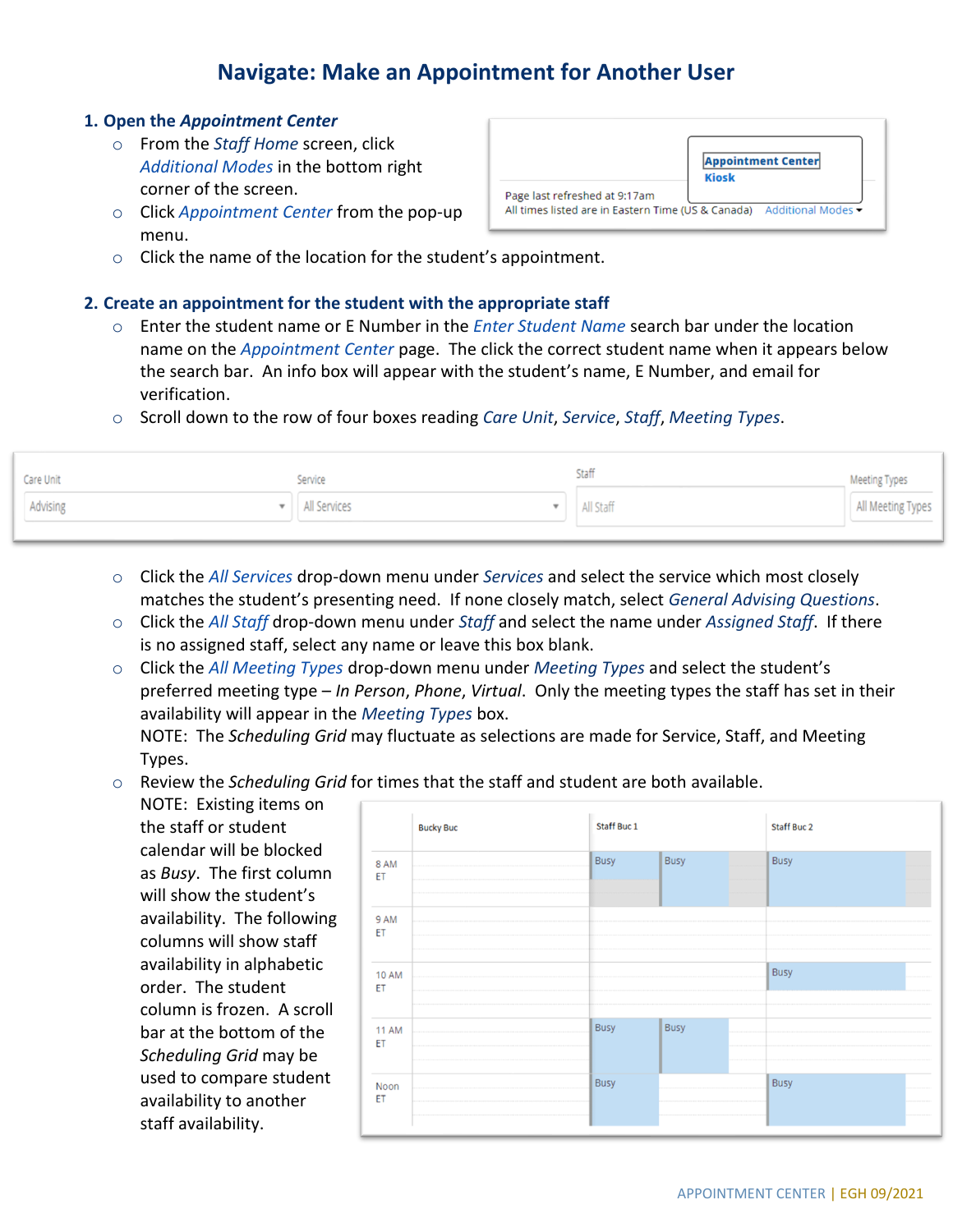# Navigate: Make an Appointment for Another User

## 1. Open the *Appointment Center*

- From the *Staff Home* screen, click *Additional Modes* in the bottom right corner of the screen.
- Click *Appointment Center* from the pop-up menu.
- Click the name of the location for the student's appointment.

## 2. Create an appointment for the student with the appropriate staff

- Enter the student name or E Number in the *Enter Student Name* search bar under the location name on the *Appointment Center* page. The click the correct student name when it appears below the search bar. An info box will appear with the student's name, E Number, and email for verification.
- Scroll down to the row of four boxes reading *Care Unit*, *Service*, *Staff*, *Meeting Types*.
- Click the *All Services* drop-down menu under *Services* and select the service which most closely matches the student's presenting need. If none closely match, select *General Advising Questions*.
- Click the *All Staff* drop-down menu under *Staff* and select the name under *Assigned Staff*. If there is no assigned staff, select any name or leave this box blank.
- Click the *All Meeting Types* drop-down menu under *Meeting Types* and select the student's preferred meeting type – *In Person*, *Phone*, *Virtual*. Only the meeting types the staff has set in their availability will appear in the *Meeting Types* box.
  NOTE: The *Scheduling Grid* may fluctuate as selections are made for Service, Staff, and Meeting Types.
- Review the *Scheduling Grid* for times that the staff and student are both available.
  NOTE: Existing items on the staff or student calendar will be blocked as *Busy*. The first column will show the student's availability. The following columns will show staff availability in alphabetic order. The student column is frozen. A scroll bar at the bottom of the *Scheduling Grid* may be used to compare student availability to another staff availability.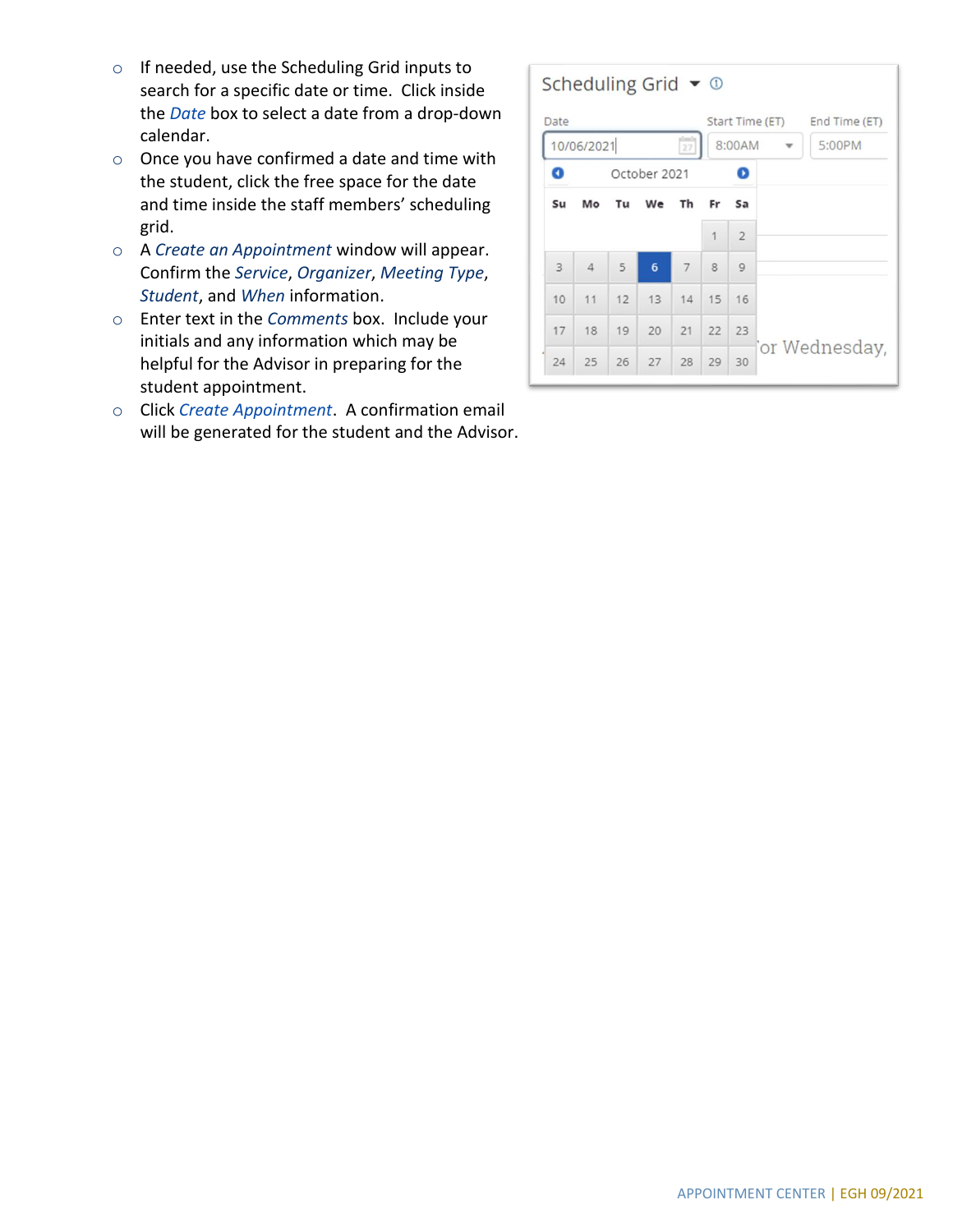- If needed, use the Scheduling Grid inputs to search for a specific date or time. Click inside the *Date* box to select a date from a drop-down calendar.
- Once you have confirmed a date and time with the student, click the free space for the date and time inside the staff members' scheduling grid.
- A *Create an Appointment* window will appear. Confirm the *Service*, *Organizer*, *Meeting Type*, *Student*, and *When* information.
- Enter text in the *Comments* box. Include your initials and any information which may be helpful for the Advisor in preparing for the student appointment.
- Click *Create Appointment*. A confirmation email will be generated for the student and the Advisor.

Scheduling Grid

Date: 10/06/2021

Start Time (ET): 8:00AM

End Time (ET): 5:00PM

October 2021

| Su | Mo | Tu | We | Th | Fr | Sa |
|---|---|---|---|---|---|---|
| | | | | | 1 | 2 |
| 3 | 4 | 5 | 6 | 7 | 8 | 9 |
| 10 | 11 | 12 | 13 | 14 | 15 | 16 |
| 17 | 18 | 19 | 20 | 21 | 22 | 23 |
| 24 | 25 | 26 | 27 | 28 | 29 | 30 |

or Wednesday,